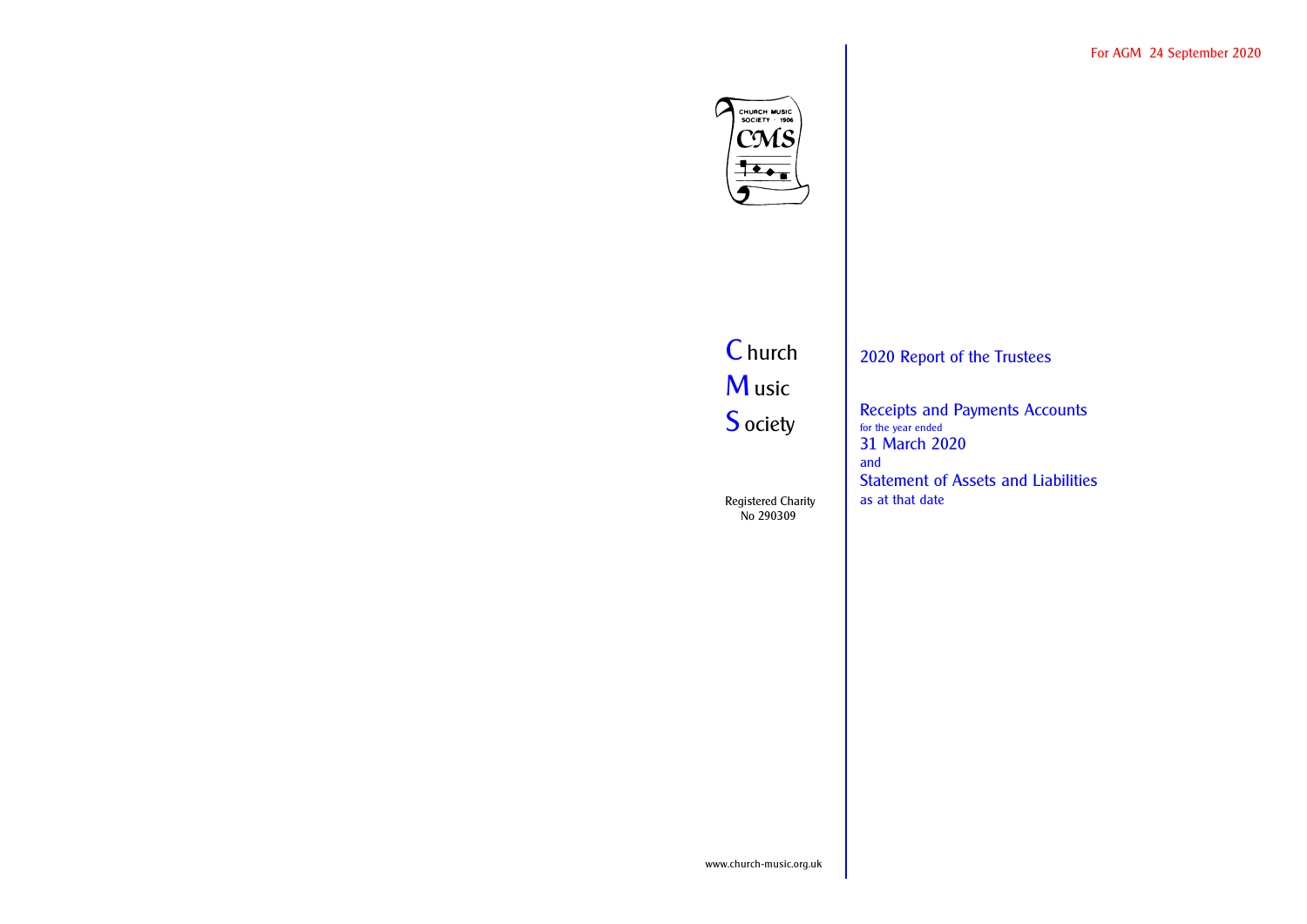For AGM 24 September 2020

# Church Music Society

Registered Charity
No 290309

## 2020 Report of the Trustees

## Receipts and Payments Accounts

for the year ended

31 March 2020

and

## Statement of Assets and Liabilities

as at that date

www.church-music.org.uk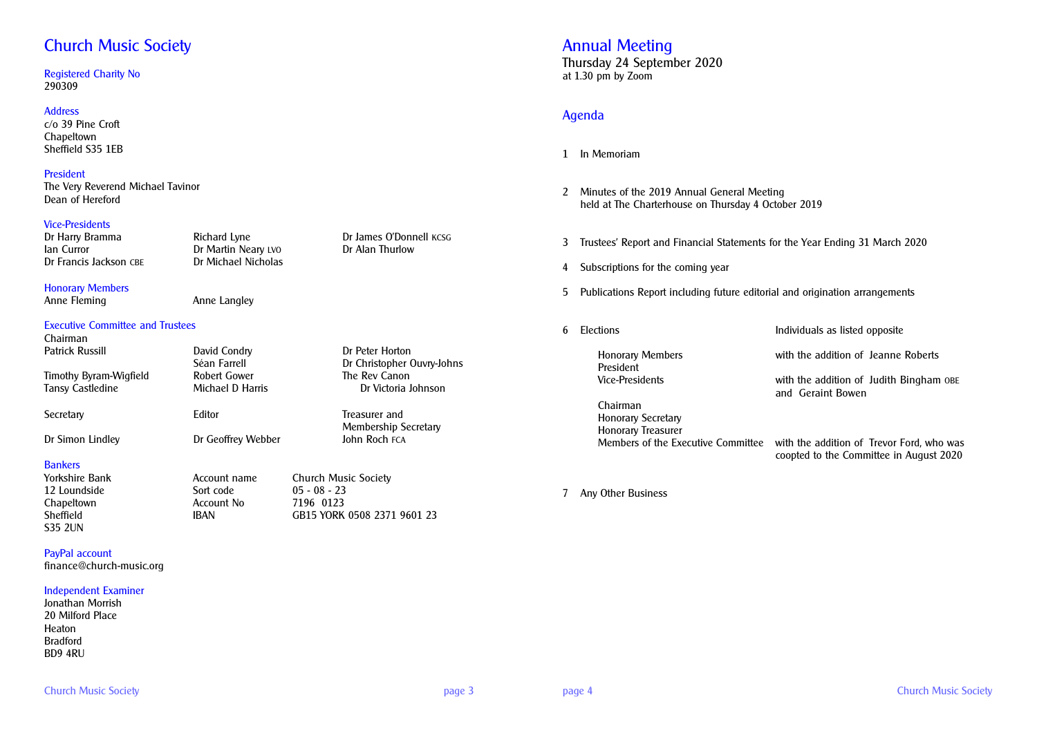# Church Music Society

**Registered Charity No**
290309

**Address**
c/o 39 Pine Croft
Chapeltown
Sheffield S35 1EB

**President**
The Very Reverend Michael Tavinor
Dean of Hereford

**Vice-Presidents**

| | | |
|---|---|---|
| Dr Harry Bramma | Richard Lyne | Dr James O'Donnell KCSG |
| Ian Curror | Dr Martin Neary LVO | Dr Alan Thurlow |
| Dr Francis Jackson CBE | Dr Michael Nicholas | |

**Honorary Members**

| | |
|---|---|
| Anne Fleming | Anne Langley |

**Executive Committee and Trustees**

| | | |
|---|---|---|
| Chairman | | |
| Patrick Russill | David Condry | Dr Peter Horton |
| | Séan Farrell | Dr Christopher Ouvry-Johns |
| Timothy Byram-Wigfield | Robert Gower | The Rev Canon |
| Tansy Castledine | Michael D Harris | Dr Victoria Johnson |
| Secretary | Editor | Treasurer and Membership Secretary |
| Dr Simon Lindley | Dr Geoffrey Webber | John Roch FCA |

**Bankers**

| | | |
|---|---|---|
| Yorkshire Bank | Account name | Church Music Society |
| 12 Loundside | Sort code | 05 - 08 - 23 |
| Chapeltown | Account No | 7196 0123 |
| Sheffield | IBAN | GB15 YORK 0508 2371 9601 23 |
| S35 2UN | | |

**PayPal account**
finance@church-music.org

**Independent Examiner**
Jonathan Morrish
20 Milford Place
Heaton
Bradford
BD9 4RU

# Annual Meeting

Thursday 24 September 2020
at 1.30 pm by Zoom

## Agenda

1 In Memoriam

2 Minutes of the 2019 Annual General Meeting held at The Charterhouse on Thursday 4 October 2019

3 Trustees' Report and Financial Statements for the Year Ending 31 March 2020

4 Subscriptions for the coming year

5 Publications Report including future editorial and origination arrangements

6 Elections — Individuals as listed opposite

| | |
|---|---|
| Honorary Members | with the addition of Jeanne Roberts |
| President | |
| Vice-Presidents | with the addition of Judith Bingham OBE and Geraint Bowen |
| Chairman | |
| Honorary Secretary | |
| Honorary Treasurer | |
| Members of the Executive Committee | with the addition of Trevor Ford, who was coopted to the Committee in August 2020 |

7 Any Other Business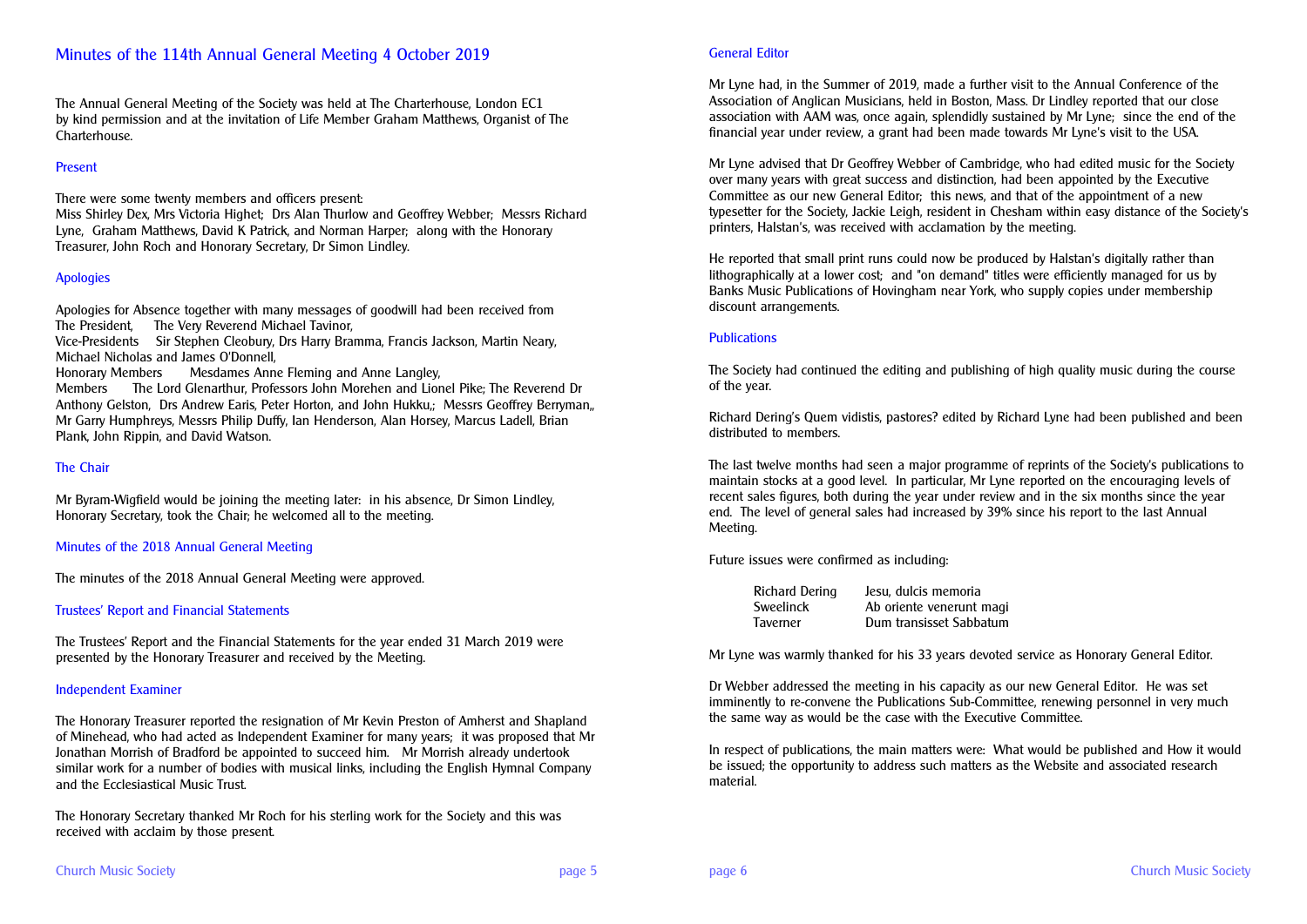## Minutes of the 114th Annual General Meeting 4 October 2019

The Annual General Meeting of the Society was held at The Charterhouse, London EC1 by kind permission and at the invitation of Life Member Graham Matthews, Organist of The Charterhouse.

### Present

There were some twenty members and officers present:
Miss Shirley Dex, Mrs Victoria Highet; Drs Alan Thurlow and Geoffrey Webber; Messrs Richard Lyne, Graham Matthews, David K Patrick, and Norman Harper; along with the Honorary Treasurer, John Roch and Honorary Secretary, Dr Simon Lindley.

### Apologies

Apologies for Absence together with many messages of goodwill had been received from
The President, The Very Reverend Michael Tavinor,
Vice-Presidents Sir Stephen Cleobury, Drs Harry Bramma, Francis Jackson, Martin Neary, Michael Nicholas and James O'Donnell,
Honorary Members Mesdames Anne Fleming and Anne Langley,
Members The Lord Glenarthur, Professors John Morehen and Lionel Pike; The Reverend Dr Anthony Gelston, Drs Andrew Earis, Peter Horton, and John Hukku,; Messrs Geoffrey Berryman,, Mr Garry Humphreys, Messrs Philip Duffy, Ian Henderson, Alan Horsey, Marcus Ladell, Brian Plank, John Rippin, and David Watson.

### The Chair

Mr Byram-Wigfield would be joining the meeting later: in his absence, Dr Simon Lindley, Honorary Secretary, took the Chair; he welcomed all to the meeting.

### Minutes of the 2018 Annual General Meeting

The minutes of the 2018 Annual General Meeting were approved.

### Trustees' Report and Financial Statements

The Trustees' Report and the Financial Statements for the year ended 31 March 2019 were presented by the Honorary Treasurer and received by the Meeting.

### Independent Examiner

The Honorary Treasurer reported the resignation of Mr Kevin Preston of Amherst and Shapland of Minehead, who had acted as Independent Examiner for many years; it was proposed that Mr Jonathan Morrish of Bradford be appointed to succeed him. Mr Morrish already undertook similar work for a number of bodies with musical links, including the English Hymnal Company and the Ecclesiastical Music Trust.

The Honorary Secretary thanked Mr Roch for his sterling work for the Society and this was received with acclaim by those present.

### General Editor

Mr Lyne had, in the Summer of 2019, made a further visit to the Annual Conference of the Association of Anglican Musicians, held in Boston, Mass. Dr Lindley reported that our close association with AAM was, once again, splendidly sustained by Mr Lyne; since the end of the financial year under review, a grant had been made towards Mr Lyne's visit to the USA.

Mr Lyne advised that Dr Geoffrey Webber of Cambridge, who had edited music for the Society over many years with great success and distinction, had been appointed by the Executive Committee as our new General Editor; this news, and that of the appointment of a new typesetter for the Society, Jackie Leigh, resident in Chesham within easy distance of the Society's printers, Halstan's, was received with acclamation by the meeting.

He reported that small print runs could now be produced by Halstan's digitally rather than lithographically at a lower cost; and "on demand" titles were efficiently managed for us by Banks Music Publications of Hovingham near York, who supply copies under membership discount arrangements.

### Publications

The Society had continued the editing and publishing of high quality music during the course of the year.

Richard Dering's Quem vidistis, pastores? edited by Richard Lyne had been published and been distributed to members.

The last twelve months had seen a major programme of reprints of the Society's publications to maintain stocks at a good level. In particular, Mr Lyne reported on the encouraging levels of recent sales figures, both during the year under review and in the six months since the year end. The level of general sales had increased by 39% since his report to the last Annual Meeting.

Future issues were confirmed as including:

| | |
|---|---|
| Richard Dering | Jesu, dulcis memoria |
| Sweelinck | Ab oriente venerunt magi |
| Taverner | Dum transisset Sabbatum |

Mr Lyne was warmly thanked for his 33 years devoted service as Honorary General Editor.

Dr Webber addressed the meeting in his capacity as our new General Editor. He was set imminently to re-convene the Publications Sub-Committee, renewing personnel in very much the same way as would be the case with the Executive Committee.

In respect of publications, the main matters were: What would be published and How it would be issued; the opportunity to address such matters as the Website and associated research material.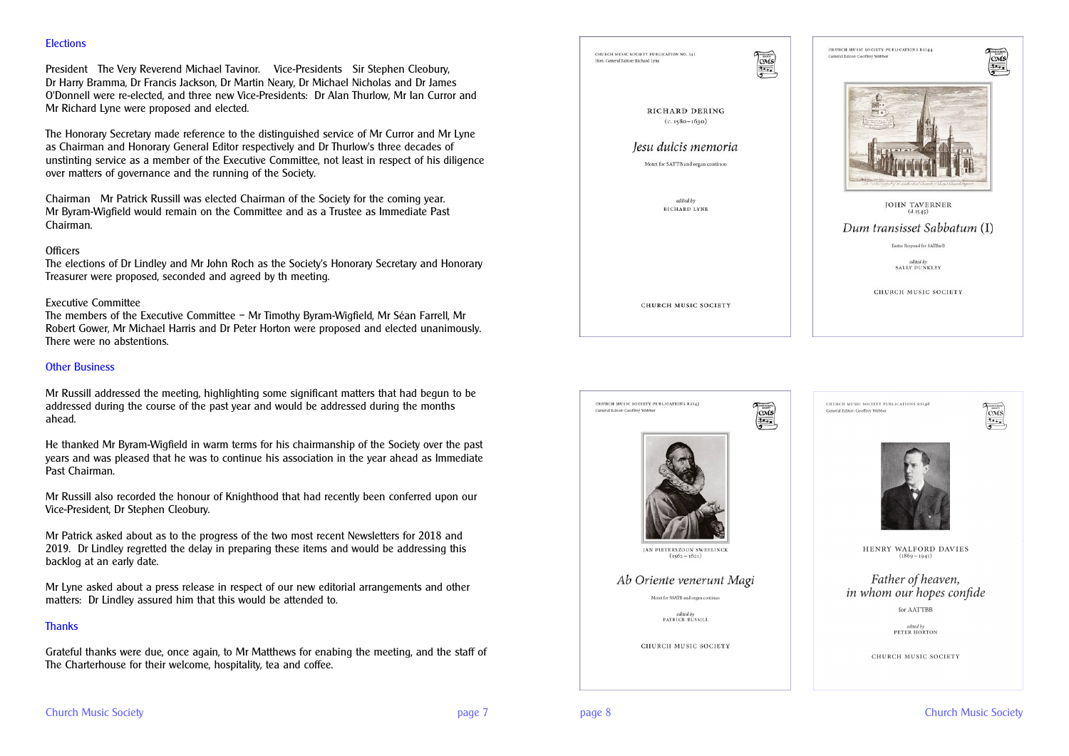## Elections

President The Very Reverend Michael Tavinor. Vice-Presidents Sir Stephen Cleobury, Dr Harry Bramma, Dr Francis Jackson, Dr Martin Neary, Dr Michael Nicholas and Dr James O'Donnell were re-elected, and three new Vice-Presidents: Dr Alan Thurlow, Mr Ian Curror and Mr Richard Lyne were proposed and elected.

The Honorary Secretary made reference to the distinguished service of Mr Curror and Mr Lyne as Chairman and Honorary General Editor respectively and Dr Thurlow's three decades of unstinting service as a member of the Executive Committee, not least in respect of his diligence over matters of governance and the running of the Society.

Chairman Mr Patrick Russill was elected Chairman of the Society for the coming year. Mr Byram-Wigfield would remain on the Committee and as a Trustee as Immediate Past Chairman.

Officers
The elections of Dr Lindley and Mr John Roch as the Society's Honorary Secretary and Honorary Treasurer were proposed, seconded and agreed by th meeting.

Executive Committee
The members of the Executive Committee – Mr Timothy Byram-Wigfield, Mr Séan Farrell, Mr Robert Gower, Mr Michael Harris and Dr Peter Horton were proposed and elected unanimously. There were no abstentions.

## Other Business

Mr Russill addressed the meeting, highlighting some significant matters that had begun to be addressed during the course of the past year and would be addressed during the months ahead.

He thanked Mr Byram-Wigfield in warm terms for his chairmanship of the Society over the past years and was pleased that he was to continue his association in the year ahead as Immediate Past Chairman.

Mr Russill also recorded the honour of Knighthood that had recently been conferred upon our Vice-President, Dr Stephen Cleobury.

Mr Patrick asked about as to the progress of the two most recent Newsletters for 2018 and 2019. Dr Lindley regretted the delay in preparing these items and would be addressing this backlog at an early date.

Mr Lyne asked about a press release in respect of our new editorial arrangements and other matters: Dr Lindley assured him that this would be attended to.

## Thanks

Grateful thanks were due, once again, to Mr Matthews for enabling the meeting, and the staff of The Charterhouse for their welcome, hospitality, tea and coffee.

CHURCH MUSIC SOCIETY PUBLICATION NO. 141
Hon. General Editor: Richard Lyne

RICHARD DERING
(c. 1580–1630)

*Jesu dulcis memoria*

Motet for SATTB and organ continuo

*edited by*
RICHARD LYNE

CHURCH MUSIC SOCIETY

CHURCH MUSIC SOCIETY PUBLICATIONS RS144
General Editor: Geoffrey Webber

JOHN TAVERNER
(d 1545)

*Dum transisset Sabbatum* (I)

Easter Respond for SATBarB

*edited by*
SALLY DUNKLEY

CHURCH MUSIC SOCIETY

CHURCH MUSIC SOCIETY PUBLICATIONS RS143
General Editor: Geoffrey Webber

JAN PIETERSZOON SWEELINCK
(1562–1621)

*Ab Oriente venerunt Magi*

Motet for SSATB and organ continuo

*edited by*
PATRICK RUSSILL

CHURCH MUSIC SOCIETY

CHURCH MUSIC SOCIETY PUBLICATIONS RS146
General Editor: Geoffrey Webber

HENRY WALFORD DAVIES
(1869–1941)

*Father of heaven, in whom our hopes confide*

for AATTBB

*edited by*
PETER HORTON

CHURCH MUSIC SOCIETY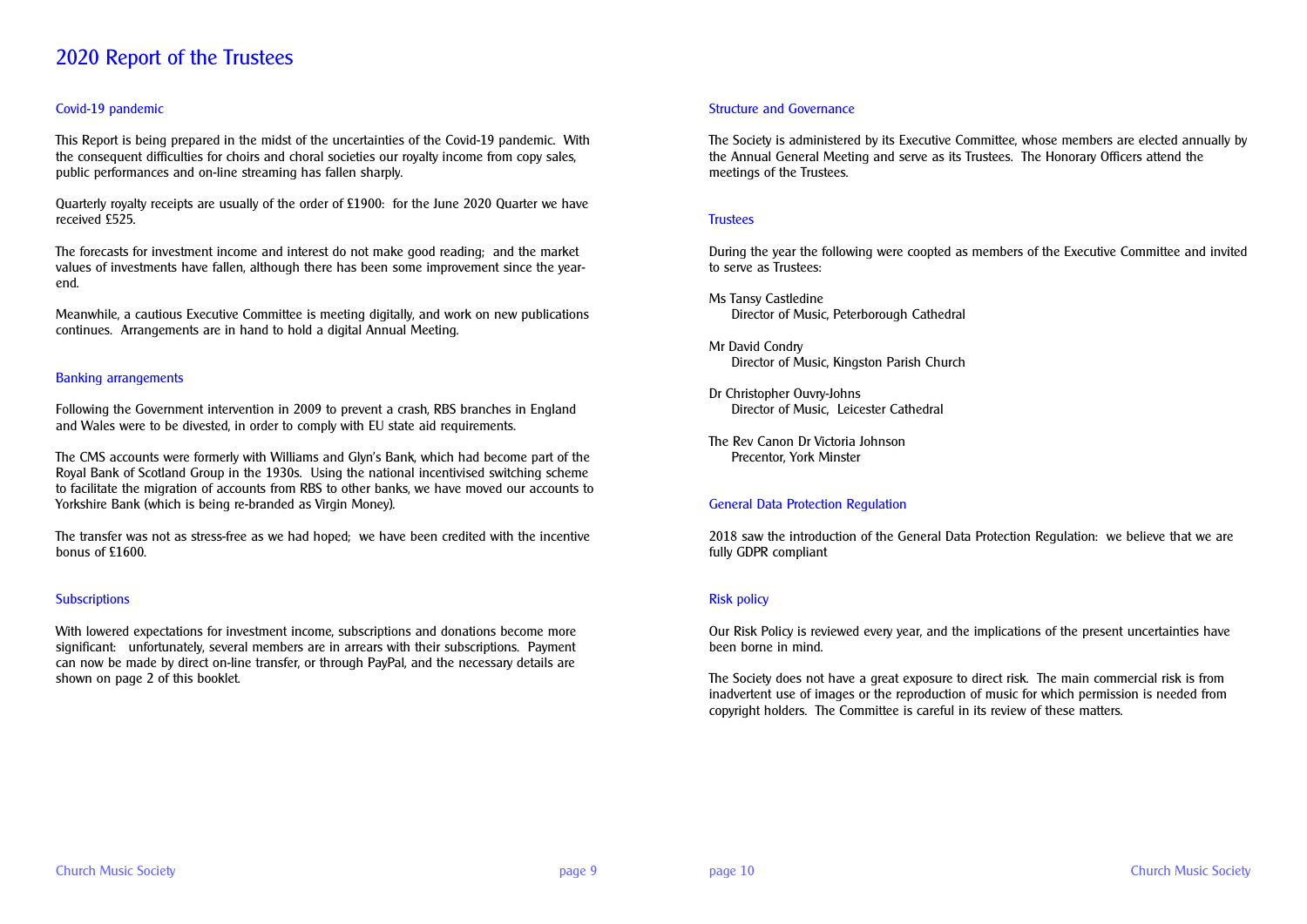# 2020 Report of the Trustees

## Covid-19 pandemic

This Report is being prepared in the midst of the uncertainties of the Covid-19 pandemic. With the consequent difficulties for choirs and choral societies our royalty income from copy sales, public performances and on-line streaming has fallen sharply.

Quarterly royalty receipts are usually of the order of £1900: for the June 2020 Quarter we have received £525.

The forecasts for investment income and interest do not make good reading; and the market values of investments have fallen, although there has been some improvement since the year-end.

Meanwhile, a cautious Executive Committee is meeting digitally, and work on new publications continues. Arrangements are in hand to hold a digital Annual Meeting.

## Banking arrangements

Following the Government intervention in 2009 to prevent a crash, RBS branches in England and Wales were to be divested, in order to comply with EU state aid requirements.

The CMS accounts were formerly with Williams and Glyn's Bank, which had become part of the Royal Bank of Scotland Group in the 1930s. Using the national incentivised switching scheme to facilitate the migration of accounts from RBS to other banks, we have moved our accounts to Yorkshire Bank (which is being re-branded as Virgin Money).

The transfer was not as stress-free as we had hoped; we have been credited with the incentive bonus of £1600.

## Subscriptions

With lowered expectations for investment income, subscriptions and donations become more significant: unfortunately, several members are in arrears with their subscriptions. Payment can now be made by direct on-line transfer, or through PayPal, and the necessary details are shown on page 2 of this booklet.

## Structure and Governance

The Society is administered by its Executive Committee, whose members are elected annually by the Annual General Meeting and serve as its Trustees. The Honorary Officers attend the meetings of the Trustees.

## Trustees

During the year the following were coopted as members of the Executive Committee and invited to serve as Trustees:

Ms Tansy Castledine
Director of Music, Peterborough Cathedral

Mr David Condry
Director of Music, Kingston Parish Church

Dr Christopher Ouvry-Johns
Director of Music, Leicester Cathedral

The Rev Canon Dr Victoria Johnson
Precentor, York Minster

## General Data Protection Regulation

2018 saw the introduction of the General Data Protection Regulation: we believe that we are fully GDPR compliant

## Risk policy

Our Risk Policy is reviewed every year, and the implications of the present uncertainties have been borne in mind.

The Society does not have a great exposure to direct risk. The main commercial risk is from inadvertent use of images or the reproduction of music for which permission is needed from copyright holders. The Committee is careful in its review of these matters.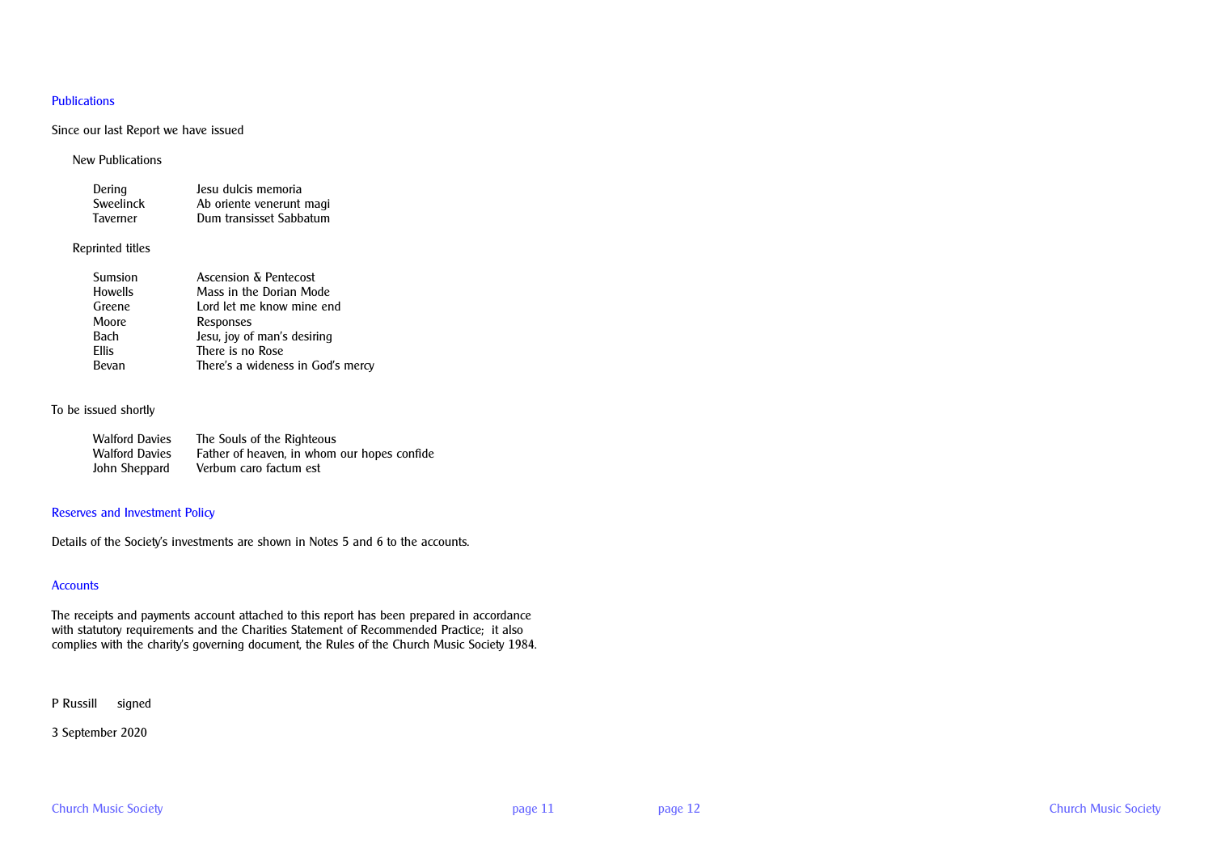## Publications

Since our last Report we have issued

### New Publications

| | |
|---|---|
| Dering | Jesu dulcis memoria |
| Sweelinck | Ab oriente venerunt magi |
| Taverner | Dum transisset Sabbatum |

### Reprinted titles

| | |
|---|---|
| Sumsion | Ascension & Pentecost |
| Howells | Mass in the Dorian Mode |
| Greene | Lord let me know mine end |
| Moore | Responses |
| Bach | Jesu, joy of man's desiring |
| Ellis | There is no Rose |
| Bevan | There's a wideness in God's mercy |

To be issued shortly

| | |
|---|---|
| Walford Davies | The Souls of the Righteous |
| Walford Davies | Father of heaven, in whom our hopes confide |
| John Sheppard | Verbum caro factum est |

## Reserves and Investment Policy

Details of the Society's investments are shown in Notes 5 and 6 to the accounts.

## Accounts

The receipts and payments account attached to this report has been prepared in accordance with statutory requirements and the Charities Statement of Recommended Practice; it also complies with the charity's governing document, the Rules of the Church Music Society 1984.

P Russill signed

3 September 2020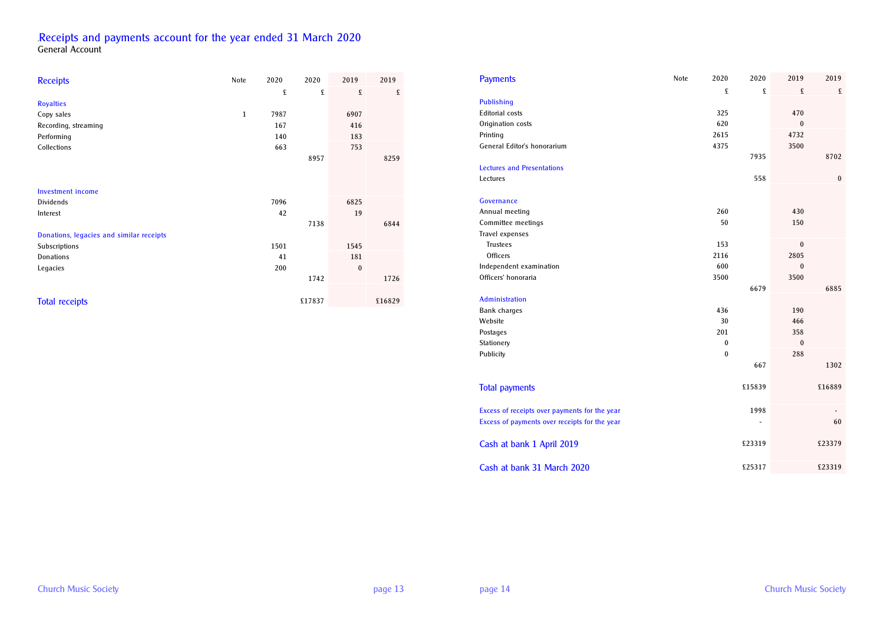# Receipts and payments account for the year ended 31 March 2020

General Account

| Receipts | Note | 2020 | 2020 | 2019 | 2019 |
|---|---|---|---|---|---|
| | | £ | £ | £ | £ |
| **Royalties** | | | | | |
| Copy sales | 1 | 7987 | | 6907 | |
| Recording, streaming | | 167 | | 416 | |
| Performing | | 140 | | 183 | |
| Collections | | 663 | | 753 | |
| | | | 8957 | | 8259 |
| **Investment income** | | | | | |
| Dividends | | 7096 | | 6825 | |
| Interest | | 42 | | 19 | |
| | | | 7138 | | 6844 |
| **Donations, legacies and similar receipts** | | | | | |
| Subscriptions | | 1501 | | 1545 | |
| Donations | | 41 | | 181 | |
| Legacies | | 200 | | 0 | |
| | | | 1742 | | 1726 |
| **Total receipts** | | | £17837 | | £16829 |

| Payments | Note | 2020 | 2020 | 2019 | 2019 |
|---|---|---|---|---|---|
| | | £ | £ | £ | £ |
| **Publishing** | | | | | |
| Editorial costs | | 325 | | 470 | |
| Origination costs | | 620 | | 0 | |
| Printing | | 2615 | | 4732 | |
| General Editor's honorarium | | 4375 | | 3500 | |
| | | | 7935 | | 8702 |
| **Lectures and Presentations** | | | | | |
| Lectures | | | 558 | | 0 |
| **Governance** | | | | | |
| Annual meeting | | 260 | | 430 | |
| Committee meetings | | 50 | | 150 | |
| Travel expenses | | | | | |
| Trustees | | 153 | | 0 | |
| Officers | | 2116 | | 2805 | |
| Independent examination | | 600 | | 0 | |
| Officers' honoraria | | 3500 | | 3500 | |
| | | | 6679 | | 6885 |
| **Administration** | | | | | |
| Bank charges | | 436 | | 190 | |
| Website | | 30 | | 466 | |
| Postages | | 201 | | 358 | |
| Stationery | | 0 | | 0 | |
| Publicity | | 0 | | 288 | |
| | | | 667 | | 1302 |
| **Total payments** | | | £15839 | | £16889 |
| Excess of receipts over payments for the year | | | 1998 | | - |
| Excess of payments over receipts for the year | | | - | | 60 |
| **Cash at bank 1 April 2019** | | | £23319 | | £23379 |
| **Cash at bank 31 March 2020** | | | £25317 | | £23319 |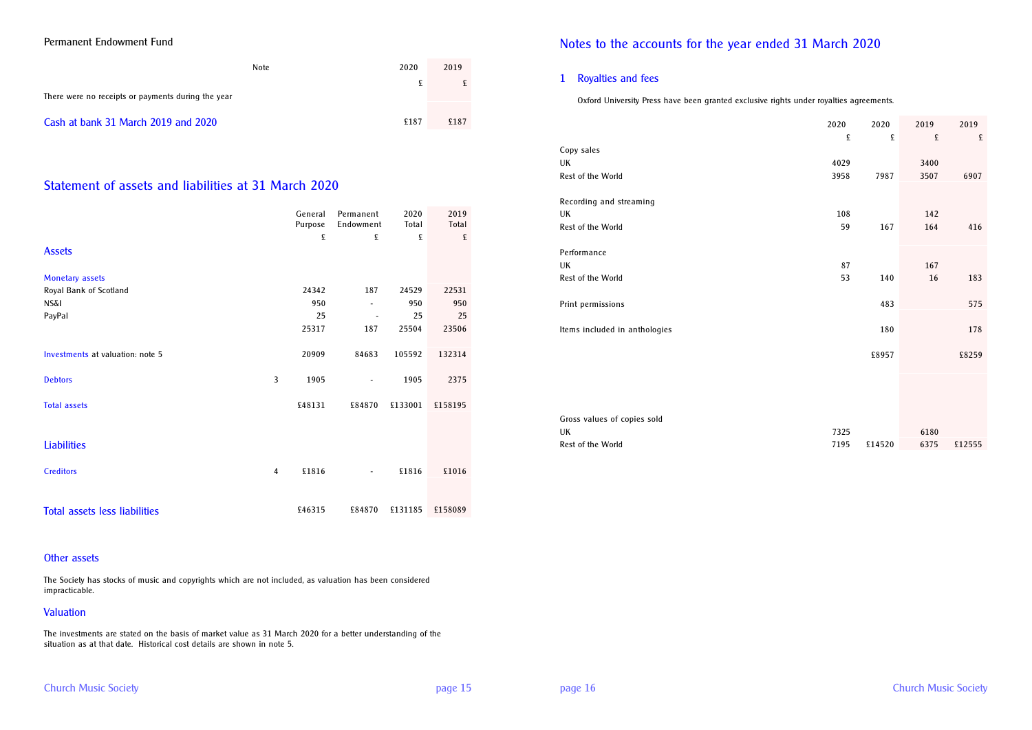## Permanent Endowment Fund

| | Note | 2020 | 2019 |
|---|---|---|---|
| | | £ | £ |
| There were no receipts or payments during the year | | | |
| **Cash at bank 31 March 2019 and 2020** | | £187 | £187 |

## Statement of assets and liabilities at 31 March 2020

| | | General Purpose | Permanent Endowment | 2020 Total | 2019 Total |
|---|---|---|---|---|---|
| | | £ | £ | £ | £ |
| **Assets** | | | | | |
| Monetary assets | | | | | |
| Royal Bank of Scotland | | 24342 | 187 | 24529 | 22531 |
| NS&I | | 950 | - | 950 | 950 |
| PayPal | | 25 | - | 25 | 25 |
| | | 25317 | 187 | 25504 | 23506 |
| Investments at valuation: note 5 | | 20909 | 84683 | 105592 | 132314 |
| Debtors | 3 | 1905 | - | 1905 | 2375 |
| Total assets | | £48131 | £84870 | £133001 | £158195 |
| **Liabilities** | | | | | |
| Creditors | 4 | £1816 | - | £1816 | £1016 |
| **Total assets less liabilities** | | £46315 | £84870 | £131185 | £158089 |

### Other assets

The Society has stocks of music and copyrights which are not included, as valuation has been considered impracticable.

### Valuation

The investments are stated on the basis of market value as 31 March 2020 for a better understanding of the situation as at that date. Historical cost details are shown in note 5.

## Notes to the accounts for the year ended 31 March 2020

### 1 Royalties and fees

Oxford University Press have been granted exclusive rights under royalties agreements.

| | 2020 | 2020 | 2019 | 2019 |
|---|---|---|---|---|
| | £ | £ | £ | £ |
| Copy sales | | | | |
| UK | 4029 | | 3400 | |
| Rest of the World | 3958 | 7987 | 3507 | 6907 |
| Recording and streaming | | | | |
| UK | 108 | | 142 | |
| Rest of the World | 59 | 167 | 164 | 416 |
| Performance | | | | |
| UK | 87 | | 167 | |
| Rest of the World | 53 | 140 | 16 | 183 |
| Print permissions | | 483 | | 575 |
| Items included in anthologies | | 180 | | 178 |
| | | £8957 | | £8259 |
| Gross values of copies sold | | | | |
| UK | 7325 | | 6180 | |
| Rest of the World | 7195 | £14520 | 6375 | £12555 |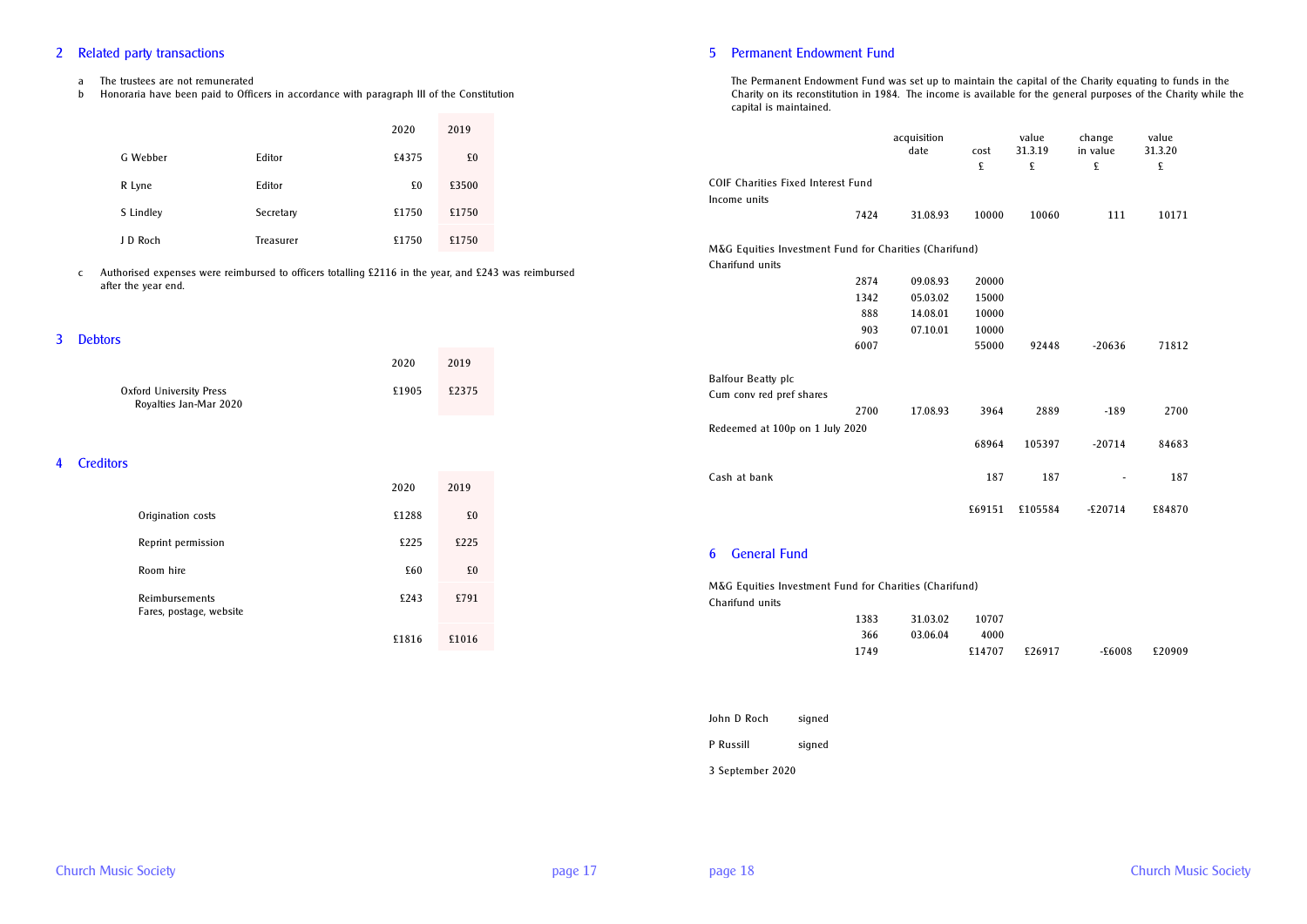## 2 Related party transactions

a The trustees are not remunerated
b Honoraria have been paid to Officers in accordance with paragraph III of the Constitution

| | | 2020 | 2019 |
|---|---|---|---|
| G Webber | Editor | £4375 | £0 |
| R Lyne | Editor | £0 | £3500 |
| S Lindley | Secretary | £1750 | £1750 |
| J D Roch | Treasurer | £1750 | £1750 |

c Authorised expenses were reimbursed to officers totalling £2116 in the year, and £243 was reimbursed after the year end.

## 3 Debtors

| | 2020 | 2019 |
|---|---|---|
| Oxford University Press<br>Royalties Jan-Mar 2020 | £1905 | £2375 |

## 4 Creditors

| | 2020 | 2019 |
|---|---|---|
| Origination costs | £1288 | £0 |
| Reprint permission | £225 | £225 |
| Room hire | £60 | £0 |
| Reimbursements<br>Fares, postage, website | £243 | £791 |
| | £1816 | £1016 |

## 5 Permanent Endowment Fund

The Permanent Endowment Fund was set up to maintain the capital of the Charity equating to funds in the Charity on its reconstitution in 1984. The income is available for the general purposes of the Charity while the capital is maintained.

| | | acquisition date | cost £ | value 31.3.19 £ | change in value £ | value 31.3.20 £ |
|---|---|---|---|---|---|---|
| COIF Charities Fixed Interest Fund | | | | | | |
| Income units | | | | | | |
| | 7424 | 31.08.93 | 10000 | 10060 | 111 | 10171 |
| M&G Equities Investment Fund for Charities (Charifund) | | | | | | |
| Charifund units | | | | | | |
| | 2874 | 09.08.93 | 20000 | | | |
| | 1342 | 05.03.02 | 15000 | | | |
| | 888 | 14.08.01 | 10000 | | | |
| | 903 | 07.10.01 | 10000 | | | |
| | 6007 | | 55000 | 92448 | -20636 | 71812 |
| Balfour Beatty plc | | | | | | |
| Cum conv red pref shares | | | | | | |
| | 2700 | 17.08.93 | 3964 | 2889 | -189 | 2700 |
| Redeemed at 100p on 1 July 2020 | | | | | | |
| | | | 68964 | 105397 | -20714 | 84683 |
| Cash at bank | | | 187 | 187 | - | 187 |
| | | | £69151 | £105584 | -£20714 | £84870 |

## 6 General Fund

| | | acquisition date | cost £ | value 31.3.19 £ | change in value £ | value 31.3.20 £ |
|---|---|---|---|---|---|---|
| M&G Equities Investment Fund for Charities (Charifund) | | | | | | |
| Charifund units | | | | | | |
| | 1383 | 31.03.02 | 10707 | | | |
| | 366 | 03.06.04 | 4000 | | | |
| | 1749 | | £14707 | £26917 | -£6008 | £20909 |

John D Roch signed

P Russill signed

3 September 2020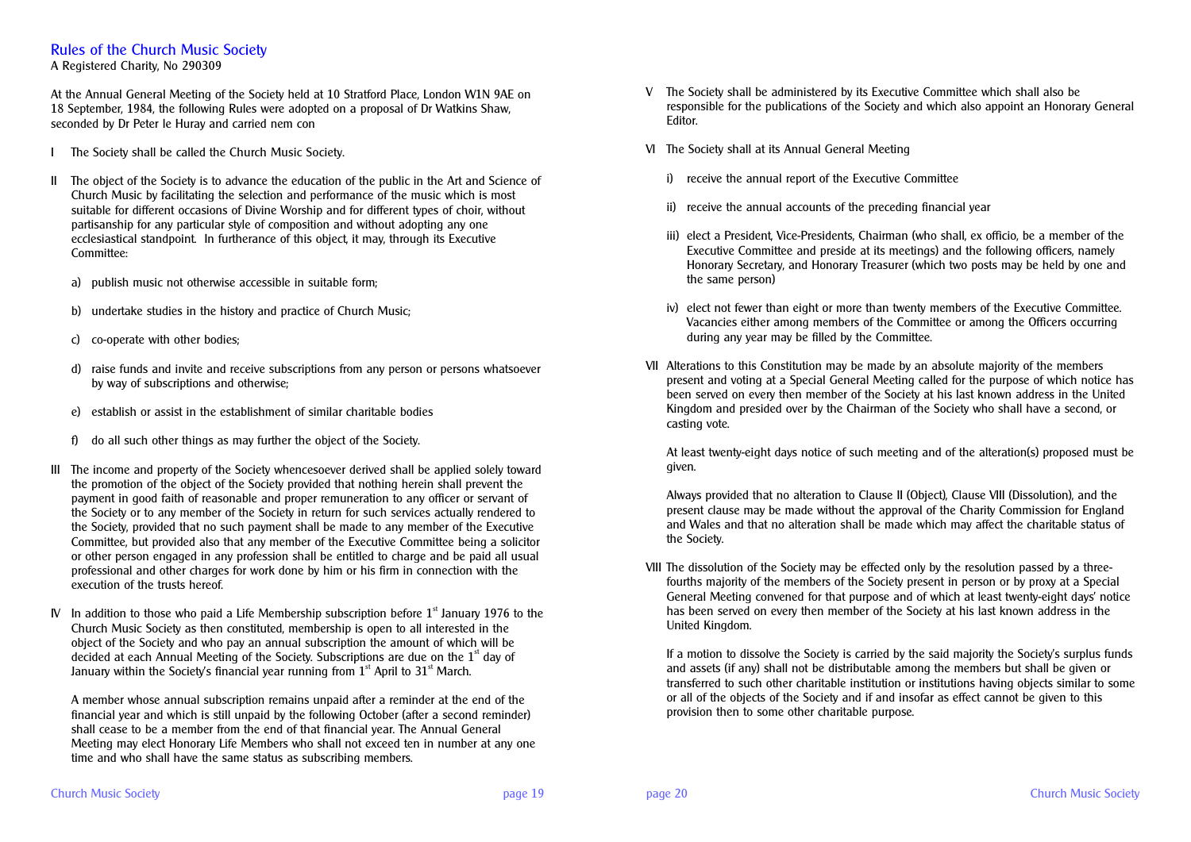## Rules of the Church Music Society

A Registered Charity, No 290309

At the Annual General Meeting of the Society held at 10 Stratford Place, London W1N 9AE on 18 September, 1984, the following Rules were adopted on a proposal of Dr Watkins Shaw, seconded by Dr Peter le Huray and carried nem con

I The Society shall be called the Church Music Society.

II The object of the Society is to advance the education of the public in the Art and Science of Church Music by facilitating the selection and performance of the music which is most suitable for different occasions of Divine Worship and for different types of choir, without partisanship for any particular style of composition and without adopting any one ecclesiastical standpoint. In furtherance of this object, it may, through its Executive Committee:

a) publish music not otherwise accessible in suitable form;

b) undertake studies in the history and practice of Church Music;

c) co-operate with other bodies;

d) raise funds and invite and receive subscriptions from any person or persons whatsoever by way of subscriptions and otherwise;

e) establish or assist in the establishment of similar charitable bodies

f) do all such other things as may further the object of the Society.

III The income and property of the Society whencesoever derived shall be applied solely toward the promotion of the object of the Society provided that nothing herein shall prevent the payment in good faith of reasonable and proper remuneration to any officer or servant of the Society or to any member of the Society in return for such services actually rendered to the Society, provided that no such payment shall be made to any member of the Executive Committee, but provided also that any member of the Executive Committee being a solicitor or other person engaged in any profession shall be entitled to charge and be paid all usual professional and other charges for work done by him or his firm in connection with the execution of the trusts hereof.

IV In addition to those who paid a Life Membership subscription before 1st January 1976 to the Church Music Society as then constituted, membership is open to all interested in the object of the Society and who pay an annual subscription the amount of which will be decided at each Annual Meeting of the Society. Subscriptions are due on the 1st day of January within the Society's financial year running from 1st April to 31st March.

A member whose annual subscription remains unpaid after a reminder at the end of the financial year and which is still unpaid by the following October (after a second reminder) shall cease to be a member from the end of that financial year. The Annual General Meeting may elect Honorary Life Members who shall not exceed ten in number at any one time and who shall have the same status as subscribing members.

V The Society shall be administered by its Executive Committee which shall also be responsible for the publications of the Society and which also appoint an Honorary General Editor.

VI The Society shall at its Annual General Meeting

i) receive the annual report of the Executive Committee

ii) receive the annual accounts of the preceding financial year

iii) elect a President, Vice-Presidents, Chairman (who shall, ex officio, be a member of the Executive Committee and preside at its meetings) and the following officers, namely Honorary Secretary, and Honorary Treasurer (which two posts may be held by one and the same person)

iv) elect not fewer than eight or more than twenty members of the Executive Committee. Vacancies either among members of the Committee or among the Officers occurring during any year may be filled by the Committee.

VII Alterations to this Constitution may be made by an absolute majority of the members present and voting at a Special General Meeting called for the purpose of which notice has been served on every then member of the Society at his last known address in the United Kingdom and presided over by the Chairman of the Society who shall have a second, or casting vote.

At least twenty-eight days notice of such meeting and of the alteration(s) proposed must be given.

Always provided that no alteration to Clause II (Object), Clause VIII (Dissolution), and the present clause may be made without the approval of the Charity Commission for England and Wales and that no alteration shall be made which may affect the charitable status of the Society.

VIII The dissolution of the Society may be effected only by the resolution passed by a three-fourths majority of the members of the Society present in person or by proxy at a Special General Meeting convened for that purpose and of which at least twenty-eight days' notice has been served on every then member of the Society at his last known address in the United Kingdom.

If a motion to dissolve the Society is carried by the said majority the Society's surplus funds and assets (if any) shall not be distributable among the members but shall be given or transferred to such other charitable institution or institutions having objects similar to some or all of the objects of the Society and if and insofar as effect cannot be given to this provision then to some other charitable purpose.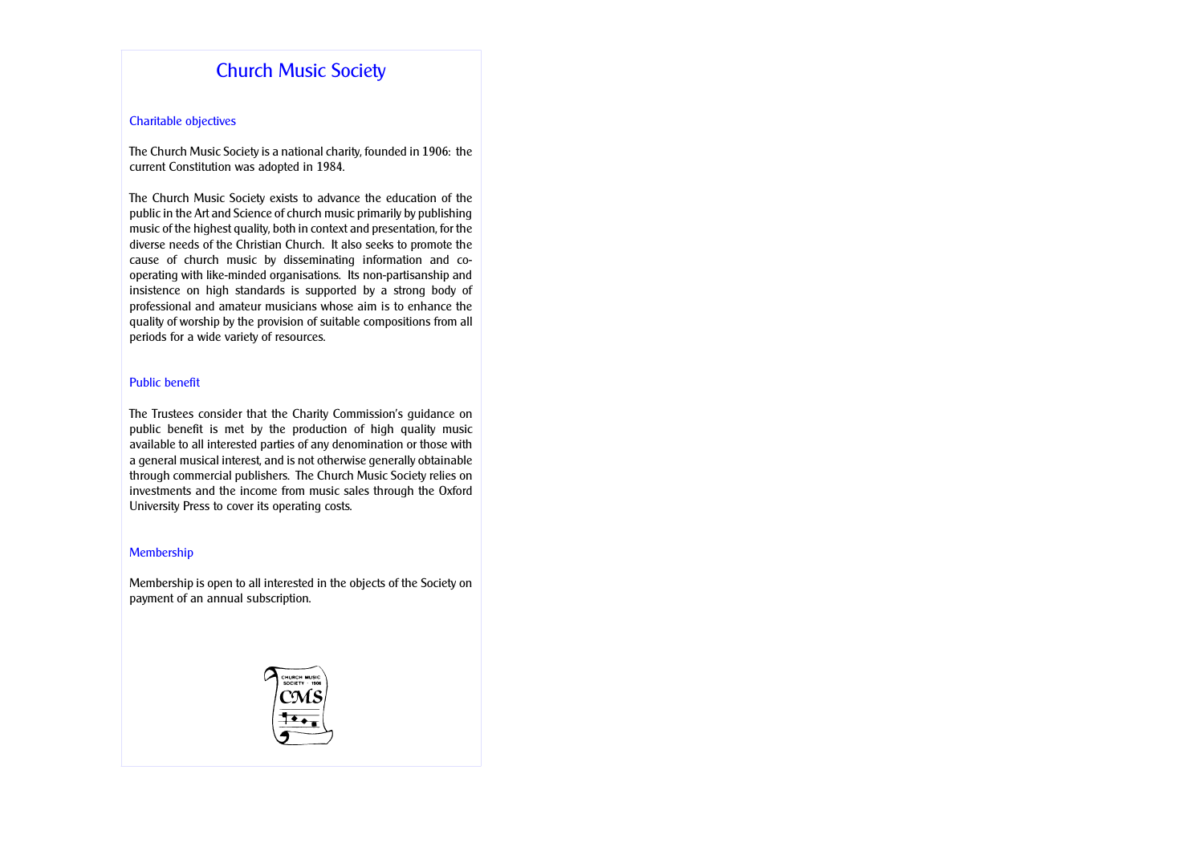# Church Music Society

## Charitable objectives

The Church Music Society is a national charity, founded in 1906: the current Constitution was adopted in 1984.

The Church Music Society exists to advance the education of the public in the Art and Science of church music primarily by publishing music of the highest quality, both in context and presentation, for the diverse needs of the Christian Church. It also seeks to promote the cause of church music by disseminating information and co-operating with like-minded organisations. Its non-partisanship and insistence on high standards is supported by a strong body of professional and amateur musicians whose aim is to enhance the quality of worship by the provision of suitable compositions from all periods for a wide variety of resources.

## Public benefit

The Trustees consider that the Charity Commission's guidance on public benefit is met by the production of high quality music available to all interested parties of any denomination or those with a general musical interest, and is not otherwise generally obtainable through commercial publishers. The Church Music Society relies on investments and the income from music sales through the Oxford University Press to cover its operating costs.

## Membership

Membership is open to all interested in the objects of the Society on payment of an annual subscription.